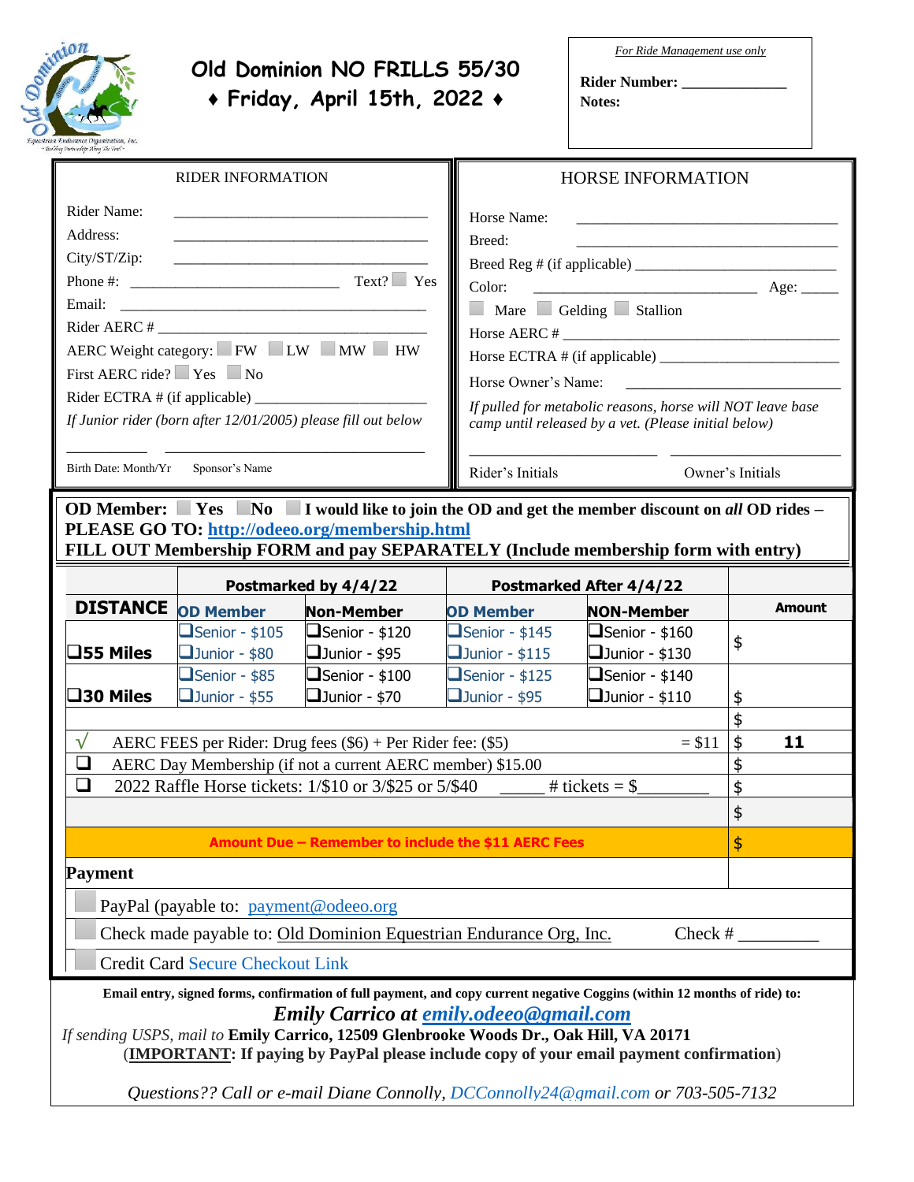# Old Dominion NO FRILLS 55/30

## ♦ Friday, April 15th, 2022 ♦

*For Ride Management use only*

**Rider Number:** ____________

**Notes:**

| RIDER INFORMATION | HORSE INFORMATION |
|---|---|
| Rider Name: ______________________________ | Horse Name: ______________________________ |
| Address: ______________________________ | Breed: ______________________________ |
| City/ST/Zip: ______________________________ | Breed Reg # (if applicable) ______________________ |
| Phone #: ______________________ Text? ☐ Yes | Color: ______________________ Age: _____ |
| Email: ______________________________ | ☐ Mare ☐ Gelding ☐ Stallion |
| Rider AERC # ______________________________ | Horse AERC # ______________________________ |
| AERC Weight category: ☐ FW ☐ LW ☐ MW ☐ HW | Horse ECTRA # (if applicable) ______________________ |
| First AERC ride? ☐ Yes ☐ No | Horse Owner's Name: ______________________ |
| Rider ECTRA # (if applicable) ______________________ | *If pulled for metabolic reasons, horse will NOT leave base camp until released by a vet. (Please initial below)* |
| *If Junior rider (born after 12/01/2005) please fill out below* | |
| __________ ______________________ | ______________________ ______________________ |
| Birth Date: Month/Yr Sponsor's Name | Rider's Initials Owner's Initials |

**OD Member: ☐ Yes ☐ No ☐ I would like to join the OD and get the member discount on *all* OD rides – PLEASE GO TO: http://odeeo.org/membership.html**
**FILL OUT Membership FORM and pay SEPARATELY (Include membership form with entry)**

| | Postmarked by 4/4/22 | | Postmarked After 4/4/22 | | |
|---|---|---|---|---|---|
| **DISTANCE** | **OD Member** | **Non-Member** | **OD Member** | **NON-Member** | **Amount** |
| ❑55 Miles | ❑Senior - $105<br>❑Junior - $80 | ❑Senior - $120<br>❑Junior - $95 | ❑Senior - $145<br>❑Junior - $115 | ❑Senior - $160<br>❑Junior - $130 | $ |
| ❑30 Miles | ❑Senior - $85<br>❑Junior - $55 | ❑Senior - $100<br>❑Junior - $70 | ❑Senior - $125<br>❑Junior - $95 | ❑Senior - $140<br>❑Junior - $110 | $ |
| | | | | | $ |
| √ AERC FEES per Rider: Drug fees ($6) + Per Rider fee: ($5) = $11 | | | | | $ 11 |
| ❑ AERC Day Membership (if not a current AERC member) $15.00 | | | | | $ |
| ❑ 2022 Raffle Horse tickets: 1/$10 or 3/$25 or 5/$40 _____ # tickets = $________ | | | | | $ |
| | | | | | $ |
| **Amount Due – Remember to include the $11 AERC Fees** | | | | | $ |

**Payment**

☐ PayPal (payable to: payment@odeeo.org

☐ Check made payable to: Old Dominion Equestrian Endurance Org, Inc. Check # _________

☐ Credit Card Secure Checkout Link

**Email entry, signed forms, confirmation of full payment, and copy current negative Coggins (within 12 months of ride) to:**

***Emily Carrico at emily.odeeo@gmail.com***

*If sending USPS, mail to* **Emily Carrico, 12509 Glenbrooke Woods Dr., Oak Hill, VA 20171**

(**IMPORTANT: If paying by PayPal please include copy of your email payment confirmation**)

*Questions?? Call or e-mail Diane Connolly, DCConnolly24@gmail.com or 703-505-7132*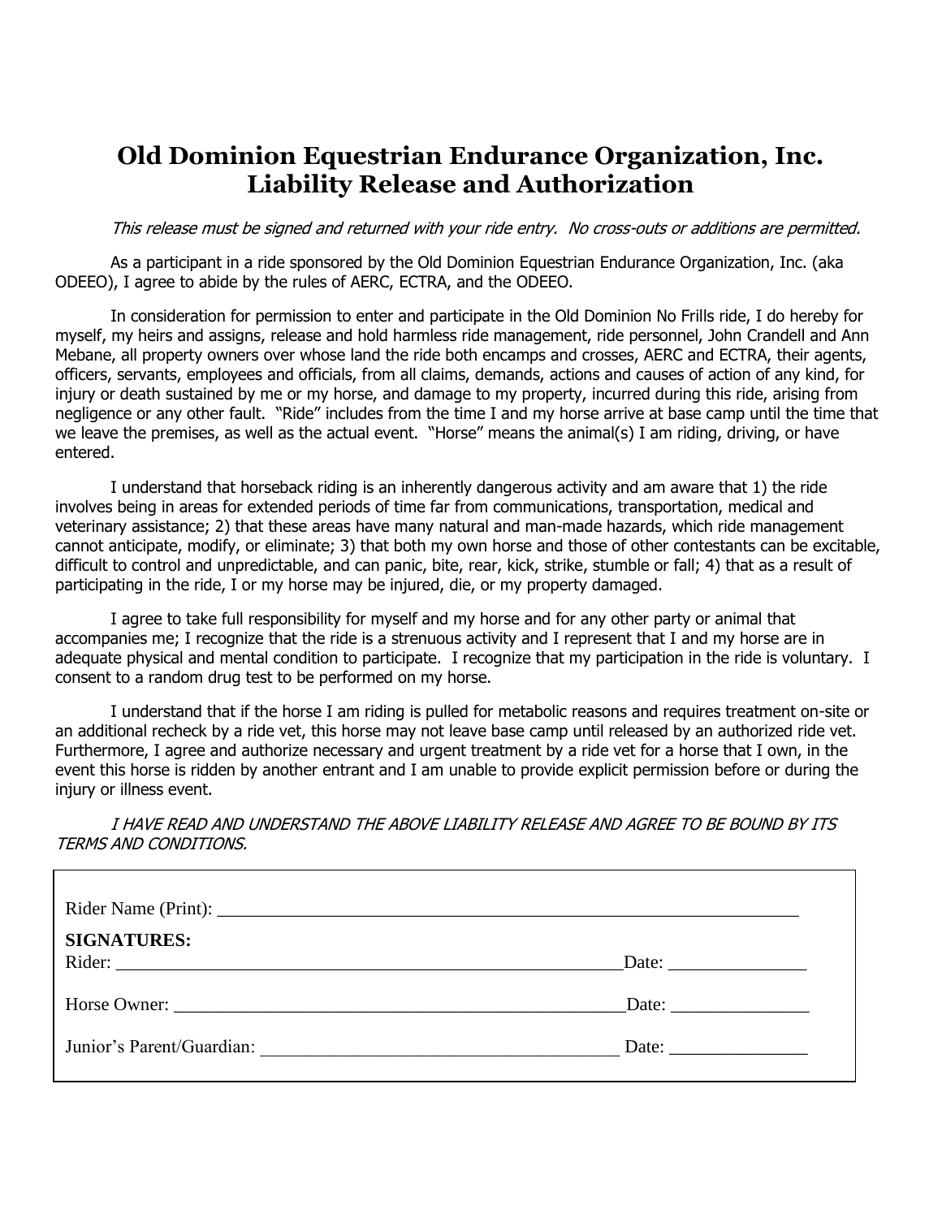# Old Dominion Equestrian Endurance Organization, Inc.
# Liability Release and Authorization

*This release must be signed and returned with your ride entry. No cross-outs or additions are permitted.*

As a participant in a ride sponsored by the Old Dominion Equestrian Endurance Organization, Inc. (aka ODEEO), I agree to abide by the rules of AERC, ECTRA, and the ODEEO.

In consideration for permission to enter and participate in the Old Dominion No Frills ride, I do hereby for myself, my heirs and assigns, release and hold harmless ride management, ride personnel, John Crandell and Ann Mebane, all property owners over whose land the ride both encamps and crosses, AERC and ECTRA, their agents, officers, servants, employees and officials, from all claims, demands, actions and causes of action of any kind, for injury or death sustained by me or my horse, and damage to my property, incurred during this ride, arising from negligence or any other fault. "Ride" includes from the time I and my horse arrive at base camp until the time that we leave the premises, as well as the actual event. "Horse" means the animal(s) I am riding, driving, or have entered.

I understand that horseback riding is an inherently dangerous activity and am aware that 1) the ride involves being in areas for extended periods of time far from communications, transportation, medical and veterinary assistance; 2) that these areas have many natural and man-made hazards, which ride management cannot anticipate, modify, or eliminate; 3) that both my own horse and those of other contestants can be excitable, difficult to control and unpredictable, and can panic, bite, rear, kick, strike, stumble or fall; 4) that as a result of participating in the ride, I or my horse may be injured, die, or my property damaged.

I agree to take full responsibility for myself and my horse and for any other party or animal that accompanies me; I recognize that the ride is a strenuous activity and I represent that I and my horse are in adequate physical and mental condition to participate. I recognize that my participation in the ride is voluntary. I consent to a random drug test to be performed on my horse.

I understand that if the horse I am riding is pulled for metabolic reasons and requires treatment on-site or an additional recheck by a ride vet, this horse may not leave base camp until released by an authorized ride vet. Furthermore, I agree and authorize necessary and urgent treatment by a ride vet for a horse that I own, in the event this horse is ridden by another entrant and I am unable to provide explicit permission before or during the injury or illness event.

*I HAVE READ AND UNDERSTAND THE ABOVE LIABILITY RELEASE AND AGREE TO BE BOUND BY ITS TERMS AND CONDITIONS.*

Rider Name (Print): ______________________________________________________________

**SIGNATURES:**

Rider: ________________________________________________________ Date: _______________

Horse Owner: __________________________________________________ Date: _______________

Junior's Parent/Guardian: _______________________________________ Date: _______________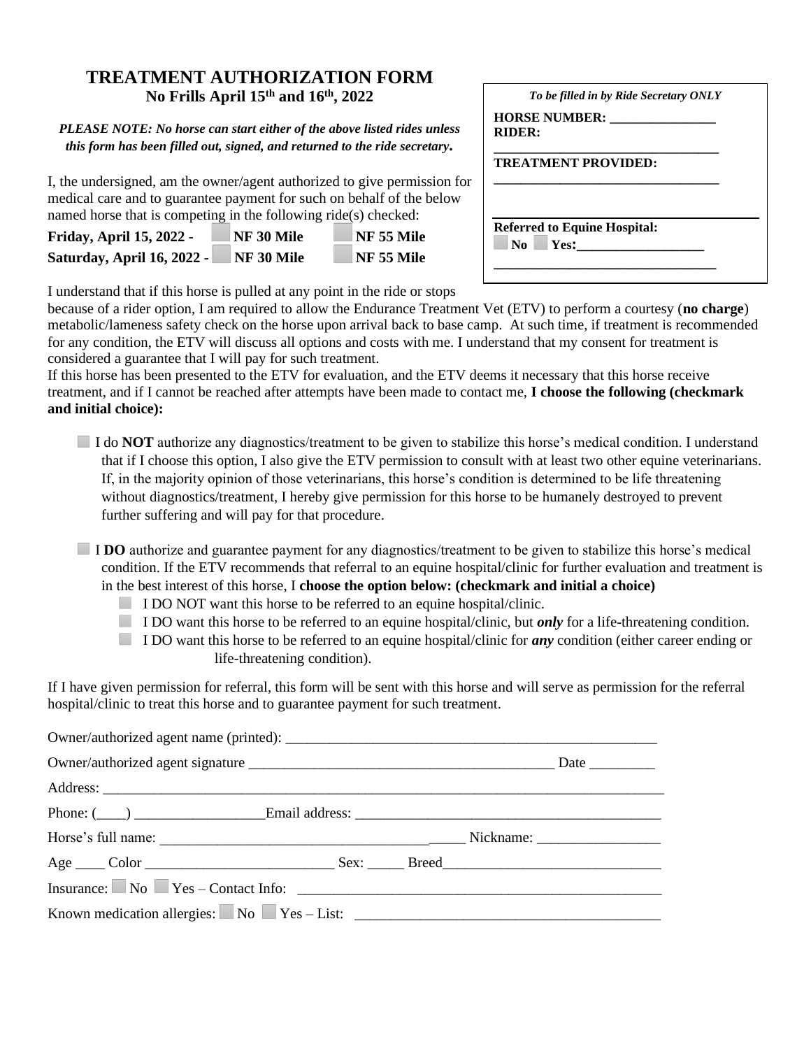# TREATMENT AUTHORIZATION FORM

**No Frills April 15th and 16th, 2022**

***PLEASE NOTE: No horse can start either of the above listed rides unless this form has been filled out, signed, and returned to the ride secretary.***

I, the undersigned, am the owner/agent authorized to give permission for medical care and to guarantee payment for such on behalf of the below named horse that is competing in the following ride(s) checked:

**Friday, April 15, 2022 -** ☐ **NF 30 Mile** ☐ **NF 55 Mile**
**Saturday, April 16, 2022 -** ☐ **NF 30 Mile** ☐ **NF 55 Mile**

> *To be filled in by Ride Secretary ONLY*
>
> **HORSE NUMBER:** _______________
> **RIDER:** _______________________________
> **TREATMENT PROVIDED:** _______________________________
>
> **Referred to Equine Hospital:**
> ☐ **No** ☐ **Yes:** __________________
> _______________________________

I understand that if this horse is pulled at any point in the ride or stops because of a rider option, I am required to allow the Endurance Treatment Vet (ETV) to perform a courtesy (**no charge**) metabolic/lameness safety check on the horse upon arrival back to base camp. At such time, if treatment is recommended for any condition, the ETV will discuss all options and costs with me. I understand that my consent for treatment is considered a guarantee that I will pay for such treatment.

If this horse has been presented to the ETV for evaluation, and the ETV deems it necessary that this horse receive treatment, and if I cannot be reached after attempts have been made to contact me, **I choose the following (checkmark and initial choice):**

☐ I do **NOT** authorize any diagnostics/treatment to be given to stabilize this horse's medical condition. I understand that if I choose this option, I also give the ETV permission to consult with at least two other equine veterinarians. If, in the majority opinion of those veterinarians, this horse's condition is determined to be life threatening without diagnostics/treatment, I hereby give permission for this horse to be humanely destroyed to prevent further suffering and will pay for that procedure.

☐ I **DO** authorize and guarantee payment for any diagnostics/treatment to be given to stabilize this horse's medical condition. If the ETV recommends that referral to an equine hospital/clinic for further evaluation and treatment is in the best interest of this horse, I **choose the option below: (checkmark and initial a choice)**

- ☐ I DO NOT want this horse to be referred to an equine hospital/clinic.
- ☐ I DO want this horse to be referred to an equine hospital/clinic, but ***only*** for a life-threatening condition.
- ☐ I DO want this horse to be referred to an equine hospital/clinic for ***any*** condition (either career ending or life-threatening condition).

If I have given permission for referral, this form will be sent with this horse and will serve as permission for the referral hospital/clinic to treat this horse and to guarantee payment for such treatment.

Owner/authorized agent name (printed): ___________________________________________________

Owner/authorized agent signature __________________________________________ Date _________

Address: ________________________________________________________________________________

Phone: (____) __________________Email address: __________________________________________

Horse's full name: ______________________________________ Nickname: _________________

Age ____ Color __________________________ Sex: _____ Breed______________________________

Insurance: ☐ No ☐ Yes – Contact Info: ____________________________________________________

Known medication allergies: ☐ No ☐ Yes – List: ___________________________________________